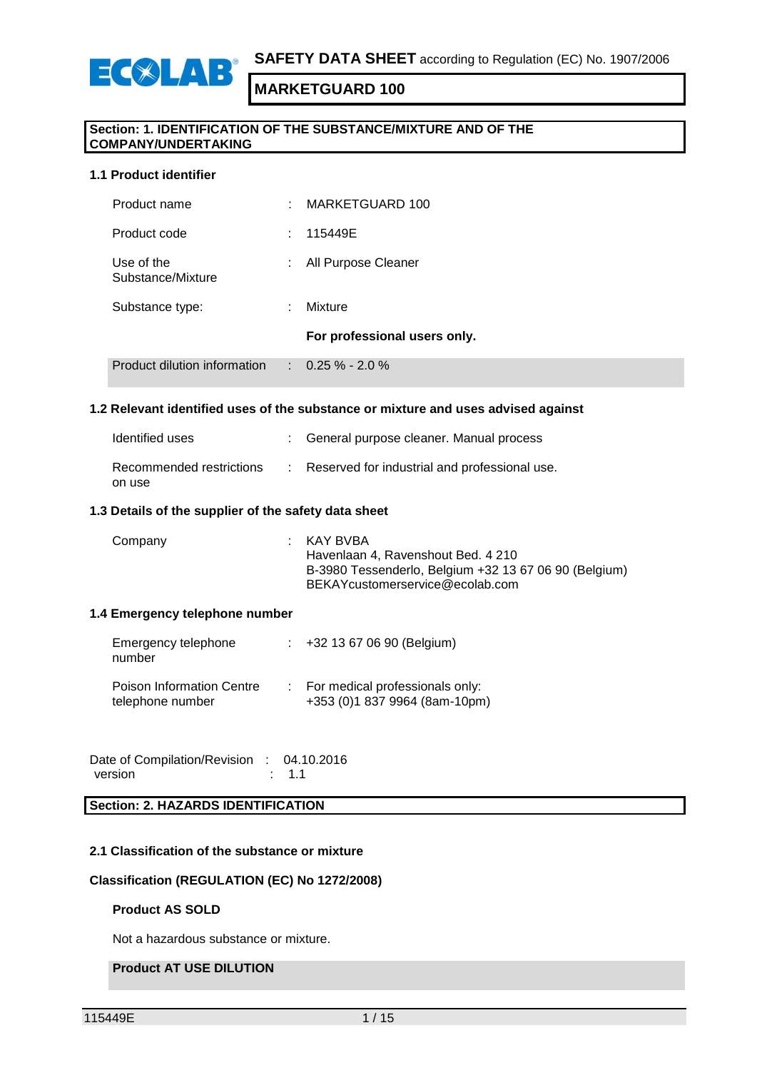**SAFETY DATA SHEET** according to Regulation (EC) No. 1907/2006

# MARKETGUARD 100

## Section: 1. IDENTIFICATION OF THE SUBSTANCE/MIXTURE AND OF THE COMPANY/UNDERTAKING

### 1.1 Product identifier

| | | |
|---|---|---|
| Product name | : | MARKETGUARD 100 |
| Product code | : | 115449E |
| Use of the Substance/Mixture | : | All Purpose Cleaner |
| Substance type: | : | Mixture |
| | | **For professional users only.** |
| Product dilution information | : | 0.25 % - 2.0 % |

### 1.2 Relevant identified uses of the substance or mixture and uses advised against

| | | |
|---|---|---|
| Identified uses | : | General purpose cleaner. Manual process |
| Recommended restrictions on use | : | Reserved for industrial and professional use. |

### 1.3 Details of the supplier of the safety data sheet

| | | |
|---|---|---|
| Company | : | KAY BVBA<br>Havenlaan 4, Ravenshout Bed. 4 210<br>B-3980 Tessenderlo, Belgium +32 13 67 06 90 (Belgium)<br>BEKAYcustomerservice@ecolab.com |

### 1.4 Emergency telephone number

| | | |
|---|---|---|
| Emergency telephone number | : | +32 13 67 06 90 (Belgium) |
| Poison Information Centre telephone number | : | For medical professionals only:<br>+353 (0)1 837 9964 (8am-10pm) |

Date of Compilation/Revision : 04.10.2016
version : 1.1

## Section: 2. HAZARDS IDENTIFICATION

### 2.1 Classification of the substance or mixture

**Classification (REGULATION (EC) No 1272/2008)**

**Product AS SOLD**

Not a hazardous substance or mixture.

**Product AT USE DILUTION**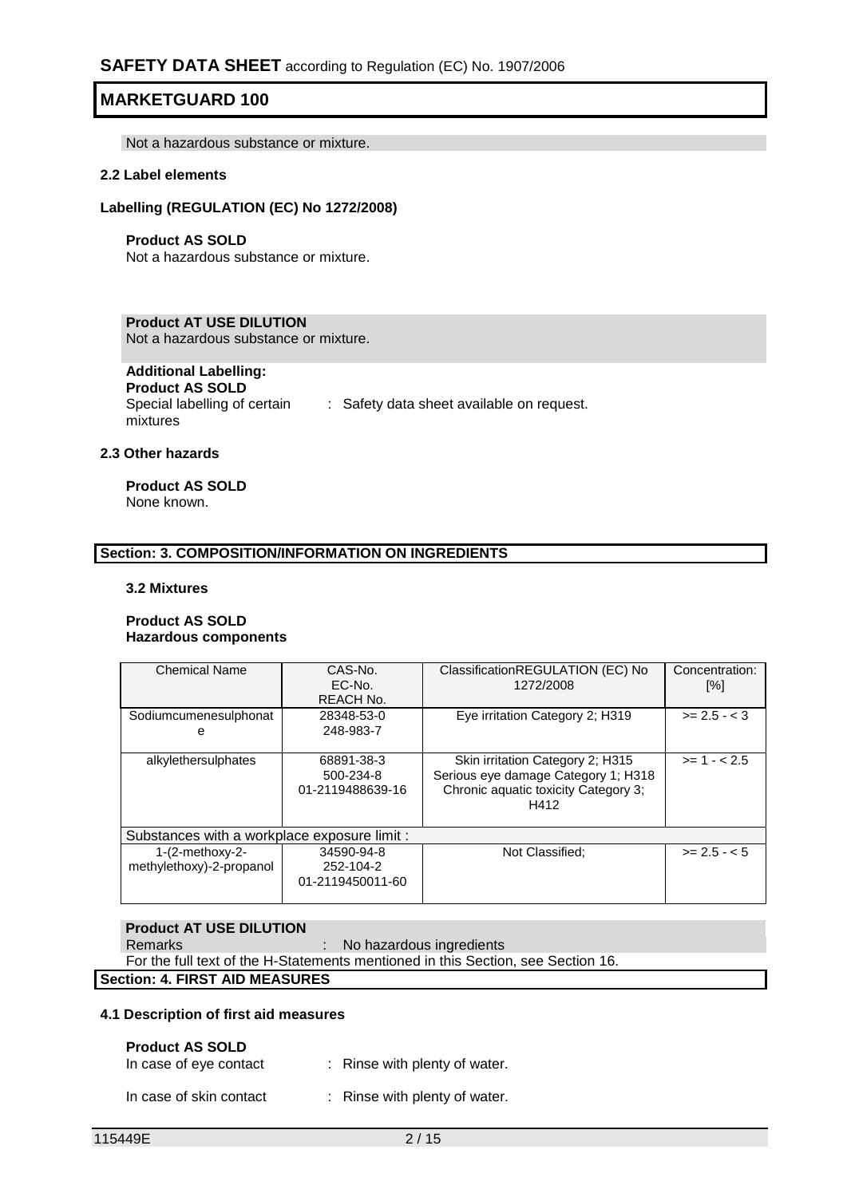Not a hazardous substance or mixture.

### 2.2 Label elements

**Labelling (REGULATION (EC) No 1272/2008)**

**Product AS SOLD**
Not a hazardous substance or mixture.

**Product AT USE DILUTION**
Not a hazardous substance or mixture.

**Additional Labelling:**
**Product AS SOLD**
Special labelling of certain mixtures : Safety data sheet available on request.

### 2.3 Other hazards

**Product AS SOLD**
None known.

## Section: 3. COMPOSITION/INFORMATION ON INGREDIENTS

### 3.2 Mixtures

**Product AS SOLD**
**Hazardous components**

| Chemical Name | CAS-No.<br>EC-No.<br>REACH No. | ClassificationREGULATION (EC) No 1272/2008 | Concentration: [%] |
|---|---|---|---|
| Sodiumcumenesulphonate | 28348-53-0<br>248-983-7 | Eye irritation Category 2; H319 | >= 2.5 - < 3 |
| alkylethersulphates | 68891-38-3<br>500-234-8<br>01-2119488639-16 | Skin irritation Category 2; H315<br>Serious eye damage Category 1; H318<br>Chronic aquatic toxicity Category 3; H412 | >= 1 - < 2.5 |
| Substances with a workplace exposure limit : | | | |
| 1-(2-methoxy-2-methylethoxy)-2-propanol | 34590-94-8<br>252-104-2<br>01-2119450011-60 | Not Classified; | >= 2.5 - < 5 |

**Product AT USE DILUTION**
Remarks : No hazardous ingredients
For the full text of the H-Statements mentioned in this Section, see Section 16.

## Section: 4. FIRST AID MEASURES

### 4.1 Description of first aid measures

**Product AS SOLD**
In case of eye contact : Rinse with plenty of water.

In case of skin contact : Rinse with plenty of water.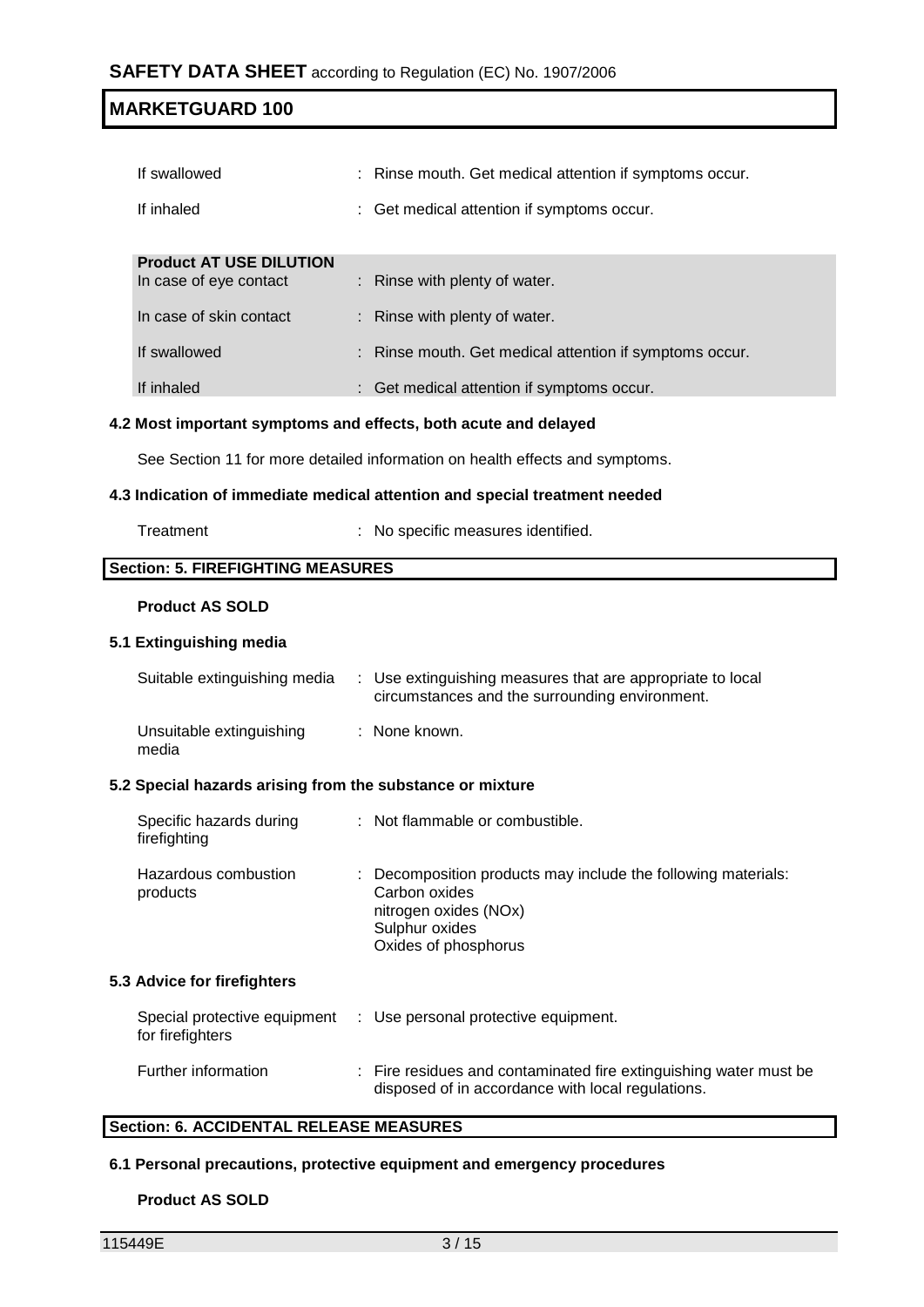| | |
|---|---|
| If swallowed | : Rinse mouth. Get medical attention if symptoms occur. |
| If inhaled | : Get medical attention if symptoms occur. |

**Product AT USE DILUTION**

| | |
|---|---|
| In case of eye contact | : Rinse with plenty of water. |
| In case of skin contact | : Rinse with plenty of water. |
| If swallowed | : Rinse mouth. Get medical attention if symptoms occur. |
| If inhaled | : Get medical attention if symptoms occur. |

### 4.2 Most important symptoms and effects, both acute and delayed

See Section 11 for more detailed information on health effects and symptoms.

### 4.3 Indication of immediate medical attention and special treatment needed

| | |
|---|---|
| Treatment | : No specific measures identified. |

## Section: 5. FIREFIGHTING MEASURES

**Product AS SOLD**

### 5.1 Extinguishing media

| | |
|---|---|
| Suitable extinguishing media | : Use extinguishing measures that are appropriate to local circumstances and the surrounding environment. |
| Unsuitable extinguishing media | : None known. |

### 5.2 Special hazards arising from the substance or mixture

| | |
|---|---|
| Specific hazards during firefighting | : Not flammable or combustible. |
| Hazardous combustion products | : Decomposition products may include the following materials:<br>Carbon oxides<br>nitrogen oxides (NOx)<br>Sulphur oxides<br>Oxides of phosphorus |

### 5.3 Advice for firefighters

| | |
|---|---|
| Special protective equipment for firefighters | : Use personal protective equipment. |
| Further information | : Fire residues and contaminated fire extinguishing water must be disposed of in accordance with local regulations. |

## Section: 6. ACCIDENTAL RELEASE MEASURES

### 6.1 Personal precautions, protective equipment and emergency procedures

**Product AS SOLD**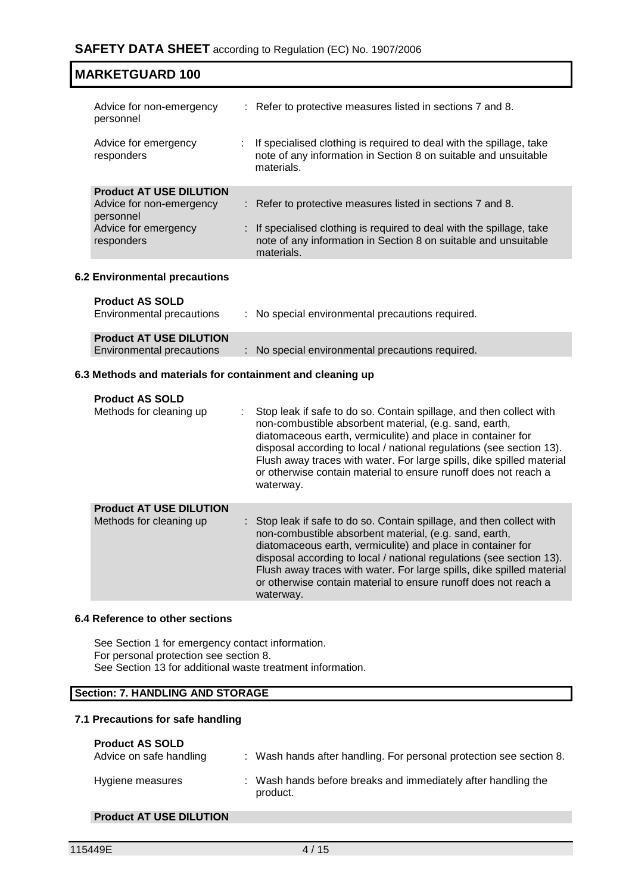| | | |
|---|---|---|
| Advice for non-emergency personnel | : | Refer to protective measures listed in sections 7 and 8. |
| Advice for emergency responders | : | If specialised clothing is required to deal with the spillage, take note of any information in Section 8 on suitable and unsuitable materials. |

**Product AT USE DILUTION**

| | | |
|---|---|---|
| Advice for non-emergency personnel | : | Refer to protective measures listed in sections 7 and 8. |
| Advice for emergency responders | : | If specialised clothing is required to deal with the spillage, take note of any information in Section 8 on suitable and unsuitable materials. |

### 6.2 Environmental precautions

**Product AS SOLD**

| | | |
|---|---|---|
| Environmental precautions | : | No special environmental precautions required. |

**Product AT USE DILUTION**

| | | |
|---|---|---|
| Environmental precautions | : | No special environmental precautions required. |

### 6.3 Methods and materials for containment and cleaning up

**Product AS SOLD**

| | | |
|---|---|---|
| Methods for cleaning up | : | Stop leak if safe to do so. Contain spillage, and then collect with non-combustible absorbent material, (e.g. sand, earth, diatomaceous earth, vermiculite) and place in container for disposal according to local / national regulations (see section 13). Flush away traces with water. For large spills, dike spilled material or otherwise contain material to ensure runoff does not reach a waterway. |

**Product AT USE DILUTION**

| | | |
|---|---|---|
| Methods for cleaning up | : | Stop leak if safe to do so. Contain spillage, and then collect with non-combustible absorbent material, (e.g. sand, earth, diatomaceous earth, vermiculite) and place in container for disposal according to local / national regulations (see section 13). Flush away traces with water. For large spills, dike spilled material or otherwise contain material to ensure runoff does not reach a waterway. |

### 6.4 Reference to other sections

See Section 1 for emergency contact information.
For personal protection see section 8.
See Section 13 for additional waste treatment information.

## Section: 7. HANDLING AND STORAGE

### 7.1 Precautions for safe handling

**Product AS SOLD**

| | | |
|---|---|---|
| Advice on safe handling | : | Wash hands after handling. For personal protection see section 8. |
| Hygiene measures | : | Wash hands before breaks and immediately after handling the product. |

**Product AT USE DILUTION**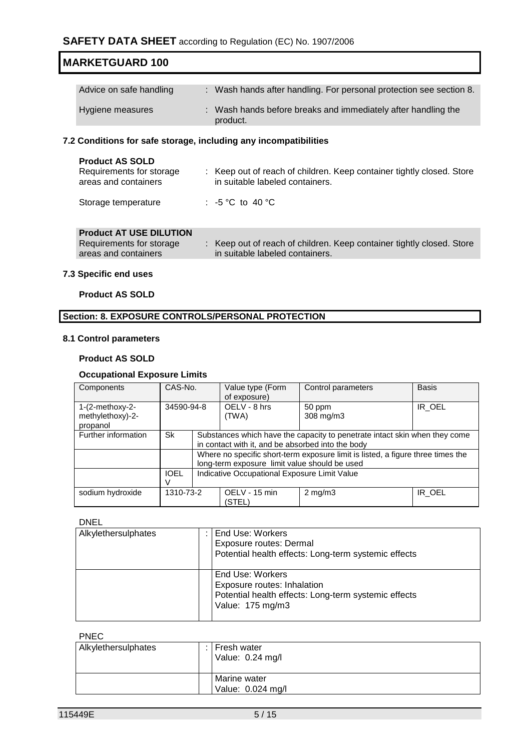| | | |
|---|---|---|
| Advice on safe handling | : | Wash hands after handling. For personal protection see section 8. |
| Hygiene measures | : | Wash hands before breaks and immediately after handling the product. |

### 7.2 Conditions for safe storage, including any incompatibilities

**Product AS SOLD**

| | | |
|---|---|---|
| Requirements for storage areas and containers | : | Keep out of reach of children. Keep container tightly closed. Store in suitable labeled containers. |
| Storage temperature | : | -5 °C to 40 °C |

**Product AT USE DILUTION**

| | | |
|---|---|---|
| Requirements for storage areas and containers | : | Keep out of reach of children. Keep container tightly closed. Store in suitable labeled containers. |

### 7.3 Specific end uses

**Product AS SOLD**

## Section: 8. EXPOSURE CONTROLS/PERSONAL PROTECTION

### 8.1 Control parameters

**Product AS SOLD**

**Occupational Exposure Limits**

| Components | CAS-No. | Value type (Form of exposure) | Control parameters | Basis |
|---|---|---|---|---|
| 1-(2-methoxy-2-methylethoxy)-2-propanol | 34590-94-8 | OELV - 8 hrs (TWA) | 50 ppm<br>308 mg/m3 | IR_OEL |
| Further information | Sk | Substances which have the capacity to penetrate intact skin when they come in contact with it, and be absorbed into the body | | |
| | | Where no specific short-term exposure limit is listed, a figure three times the long-term exposure limit value should be used | | |
| | IOELV | Indicative Occupational Exposure Limit Value | | |
| sodium hydroxide | 1310-73-2 | OELV - 15 min (STEL) | 2 mg/m3 | IR_OEL |

DNEL

| | | |
|---|---|---|
| Alkylethersulphates | : | End Use: Workers<br>Exposure routes: Dermal<br>Potential health effects: Long-term systemic effects |
| | | End Use: Workers<br>Exposure routes: Inhalation<br>Potential health effects: Long-term systemic effects<br>Value: 175 mg/m3 |

PNEC

| | | |
|---|---|---|
| Alkylethersulphates | : | Fresh water<br>Value: 0.24 mg/l |
| | | Marine water<br>Value: 0.024 mg/l |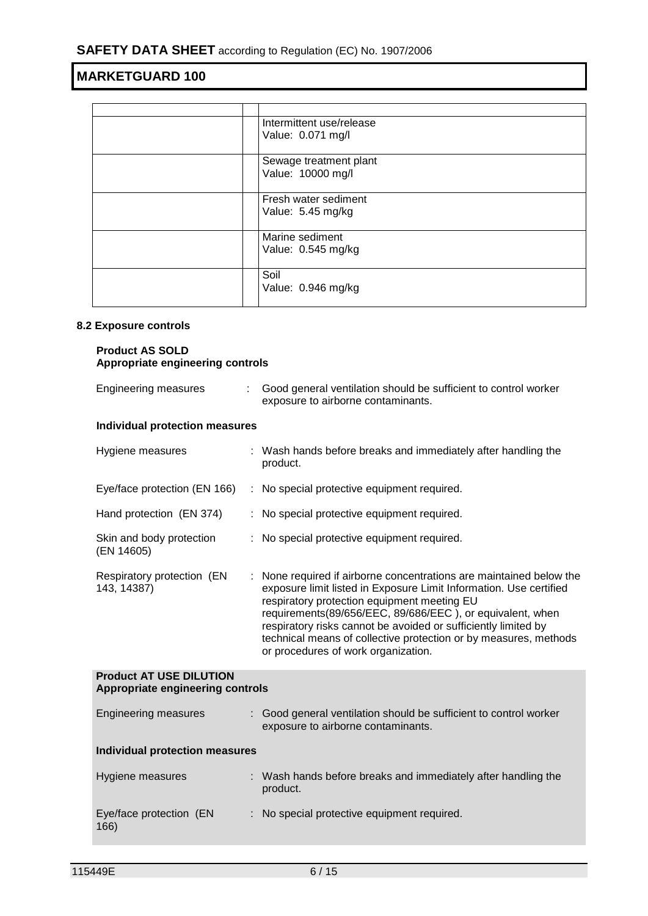| | | |
|---|---|---|
| | | Intermittent use/release<br>Value: 0.071 mg/l |
| | | Sewage treatment plant<br>Value: 10000 mg/l |
| | | Fresh water sediment<br>Value: 5.45 mg/kg |
| | | Marine sediment<br>Value: 0.545 mg/kg |
| | | Soil<br>Value: 0.946 mg/kg |

### 8.2 Exposure controls

**Product AS SOLD**
**Appropriate engineering controls**

Engineering measures : Good general ventilation should be sufficient to control worker exposure to airborne contaminants.

**Individual protection measures**

Hygiene measures : Wash hands before breaks and immediately after handling the product.

Eye/face protection (EN 166) : No special protective equipment required.

Hand protection (EN 374) : No special protective equipment required.

Skin and body protection (EN 14605) : No special protective equipment required.

Respiratory protection (EN 143, 14387) : None required if airborne concentrations are maintained below the exposure limit listed in Exposure Limit Information. Use certified respiratory protection equipment meeting EU requirements(89/656/EEC, 89/686/EEC ), or equivalent, when respiratory risks cannot be avoided or sufficiently limited by technical means of collective protection or by measures, methods or procedures of work organization.

**Product AT USE DILUTION**
**Appropriate engineering controls**

Engineering measures : Good general ventilation should be sufficient to control worker exposure to airborne contaminants.

**Individual protection measures**

Hygiene measures : Wash hands before breaks and immediately after handling the product.

Eye/face protection (EN 166) : No special protective equipment required.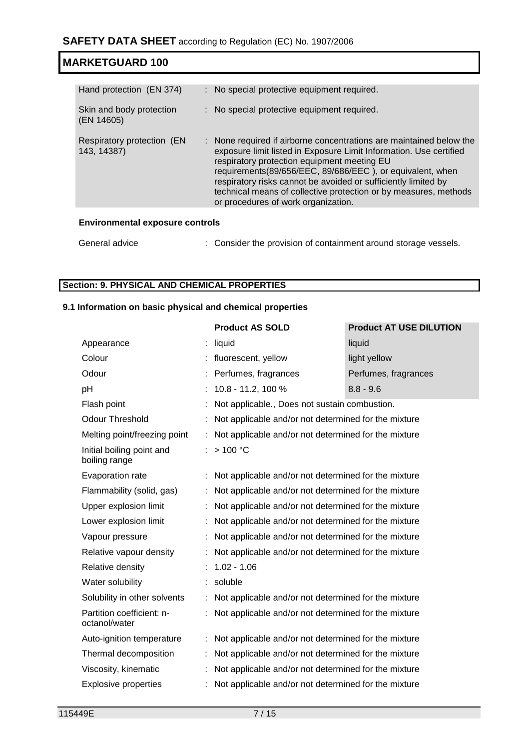| | |
|---|---|
| Hand protection (EN 374) | : No special protective equipment required. |
| Skin and body protection (EN 14605) | : No special protective equipment required. |
| Respiratory protection (EN 143, 14387) | : None required if airborne concentrations are maintained below the exposure limit listed in Exposure Limit Information. Use certified respiratory protection equipment meeting EU requirements(89/656/EEC, 89/686/EEC ), or equivalent, when respiratory risks cannot be avoided or sufficiently limited by technical means of collective protection or by measures, methods or procedures of work organization. |

**Environmental exposure controls**

| | |
|---|---|
| General advice | : Consider the provision of containment around storage vessels. |

## Section: 9. PHYSICAL AND CHEMICAL PROPERTIES

### 9.1 Information on basic physical and chemical properties

| | Product AS SOLD | Product AT USE DILUTION |
|---|---|---|
| Appearance | : liquid | liquid |
| Colour | : fluorescent, yellow | light yellow |
| Odour | : Perfumes, fragrances | Perfumes, fragrances |
| pH | : 10.8 - 11.2, 100 % | 8.8 - 9.6 |
| Flash point | : Not applicable., Does not sustain combustion. | |
| Odour Threshold | : Not applicable and/or not determined for the mixture | |
| Melting point/freezing point | : Not applicable and/or not determined for the mixture | |
| Initial boiling point and boiling range | : > 100 °C | |
| Evaporation rate | : Not applicable and/or not determined for the mixture | |
| Flammability (solid, gas) | : Not applicable and/or not determined for the mixture | |
| Upper explosion limit | : Not applicable and/or not determined for the mixture | |
| Lower explosion limit | : Not applicable and/or not determined for the mixture | |
| Vapour pressure | : Not applicable and/or not determined for the mixture | |
| Relative vapour density | : Not applicable and/or not determined for the mixture | |
| Relative density | : 1.02 - 1.06 | |
| Water solubility | : soluble | |
| Solubility in other solvents | : Not applicable and/or not determined for the mixture | |
| Partition coefficient: n-octanol/water | : Not applicable and/or not determined for the mixture | |
| Auto-ignition temperature | : Not applicable and/or not determined for the mixture | |
| Thermal decomposition | : Not applicable and/or not determined for the mixture | |
| Viscosity, kinematic | : Not applicable and/or not determined for the mixture | |
| Explosive properties | : Not applicable and/or not determined for the mixture | |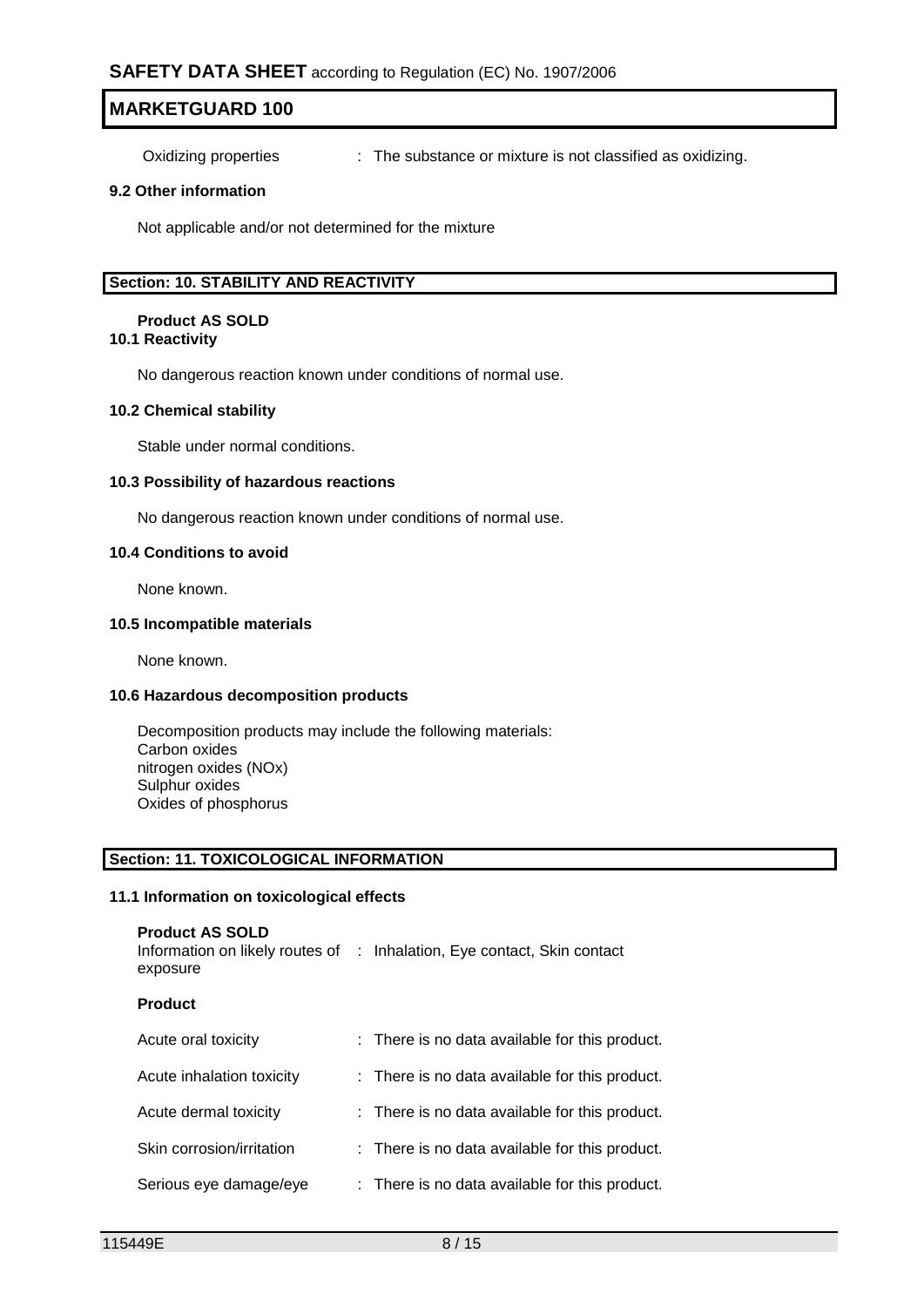Oxidizing properties : The substance or mixture is not classified as oxidizing.

**9.2 Other information**

Not applicable and/or not determined for the mixture

## Section: 10. STABILITY AND REACTIVITY

**Product AS SOLD**

**10.1 Reactivity**

No dangerous reaction known under conditions of normal use.

**10.2 Chemical stability**

Stable under normal conditions.

**10.3 Possibility of hazardous reactions**

No dangerous reaction known under conditions of normal use.

**10.4 Conditions to avoid**

None known.

**10.5 Incompatible materials**

None known.

**10.6 Hazardous decomposition products**

Decomposition products may include the following materials:
Carbon oxides
nitrogen oxides (NOx)
Sulphur oxides
Oxides of phosphorus

## Section: 11. TOXICOLOGICAL INFORMATION

**11.1 Information on toxicological effects**

**Product AS SOLD**

Information on likely routes of exposure : Inhalation, Eye contact, Skin contact

**Product**

Acute oral toxicity : There is no data available for this product.

Acute inhalation toxicity : There is no data available for this product.

Acute dermal toxicity : There is no data available for this product.

Skin corrosion/irritation : There is no data available for this product.

Serious eye damage/eye : There is no data available for this product.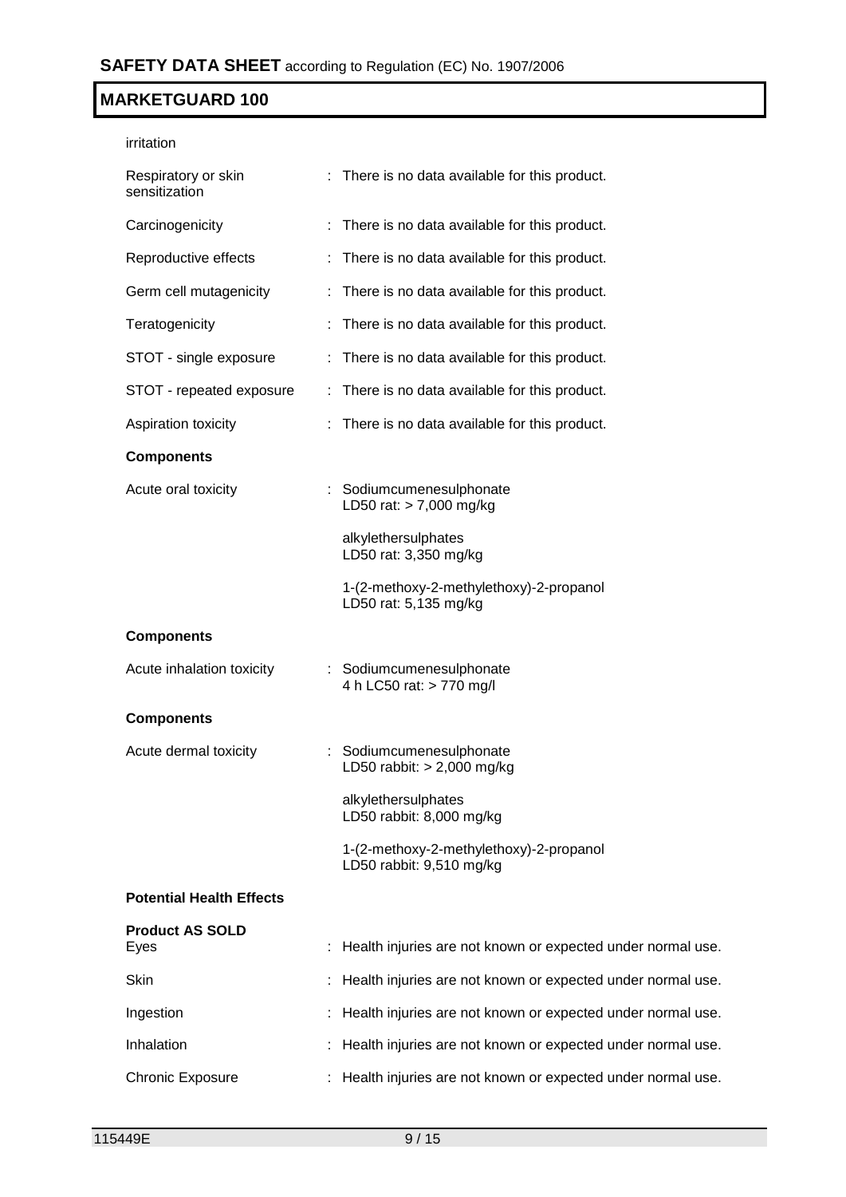irritation

| | | |
|---|---|---|
| Respiratory or skin sensitization | : | There is no data available for this product. |
| Carcinogenicity | : | There is no data available for this product. |
| Reproductive effects | : | There is no data available for this product. |
| Germ cell mutagenicity | : | There is no data available for this product. |
| Teratogenicity | : | There is no data available for this product. |
| STOT - single exposure | : | There is no data available for this product. |
| STOT - repeated exposure | : | There is no data available for this product. |
| Aspiration toxicity | : | There is no data available for this product. |

**Components**

| | | |
|---|---|---|
| Acute oral toxicity | : | Sodiumcumenesulphonate<br>LD50 rat: > 7,000 mg/kg |
| | | alkylethersulphates<br>LD50 rat: 3,350 mg/kg |
| | | 1-(2-methoxy-2-methylethoxy)-2-propanol<br>LD50 rat: 5,135 mg/kg |

**Components**

| | | |
|---|---|---|
| Acute inhalation toxicity | : | Sodiumcumenesulphonate<br>4 h LC50 rat: > 770 mg/l |

**Components**

| | | |
|---|---|---|
| Acute dermal toxicity | : | Sodiumcumenesulphonate<br>LD50 rabbit: > 2,000 mg/kg |
| | | alkylethersulphates<br>LD50 rabbit: 8,000 mg/kg |
| | | 1-(2-methoxy-2-methylethoxy)-2-propanol<br>LD50 rabbit: 9,510 mg/kg |

**Potential Health Effects**

**Product AS SOLD**

| | | |
|---|---|---|
| Eyes | : | Health injuries are not known or expected under normal use. |
| Skin | : | Health injuries are not known or expected under normal use. |
| Ingestion | : | Health injuries are not known or expected under normal use. |
| Inhalation | : | Health injuries are not known or expected under normal use. |
| Chronic Exposure | : | Health injuries are not known or expected under normal use. |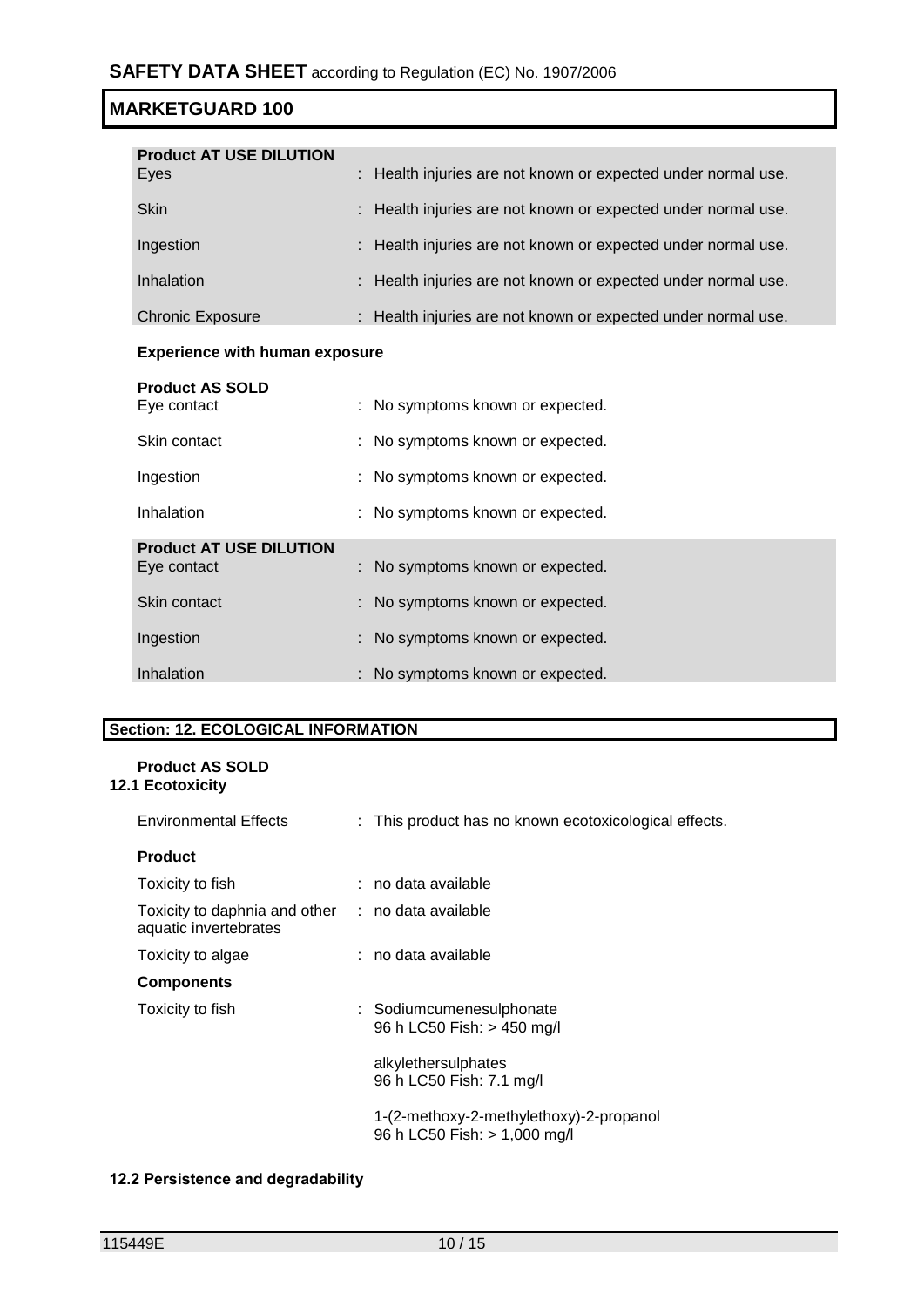**Product AT USE DILUTION**

| | |
|---|---|
| Eyes | : Health injuries are not known or expected under normal use. |
| Skin | : Health injuries are not known or expected under normal use. |
| Ingestion | : Health injuries are not known or expected under normal use. |
| Inhalation | : Health injuries are not known or expected under normal use. |
| Chronic Exposure | : Health injuries are not known or expected under normal use. |

**Experience with human exposure**

**Product AS SOLD**

| | |
|---|---|
| Eye contact | : No symptoms known or expected. |
| Skin contact | : No symptoms known or expected. |
| Ingestion | : No symptoms known or expected. |
| Inhalation | : No symptoms known or expected. |

**Product AT USE DILUTION**

| | |
|---|---|
| Eye contact | : No symptoms known or expected. |
| Skin contact | : No symptoms known or expected. |
| Ingestion | : No symptoms known or expected. |
| Inhalation | : No symptoms known or expected. |

## Section: 12. ECOLOGICAL INFORMATION

**Product AS SOLD**

### 12.1 Ecotoxicity

Environmental Effects : This product has no known ecotoxicological effects.

**Product**

| | |
|---|---|
| Toxicity to fish | : no data available |
| Toxicity to daphnia and other aquatic invertebrates | : no data available |
| Toxicity to algae | : no data available |

**Components**

Toxicity to fish :

Sodiumcumenesulphonate
96 h LC50 Fish: > 450 mg/l

alkylethersulphates
96 h LC50 Fish: 7.1 mg/l

1-(2-methoxy-2-methylethoxy)-2-propanol
96 h LC50 Fish: > 1,000 mg/l

### 12.2 Persistence and degradability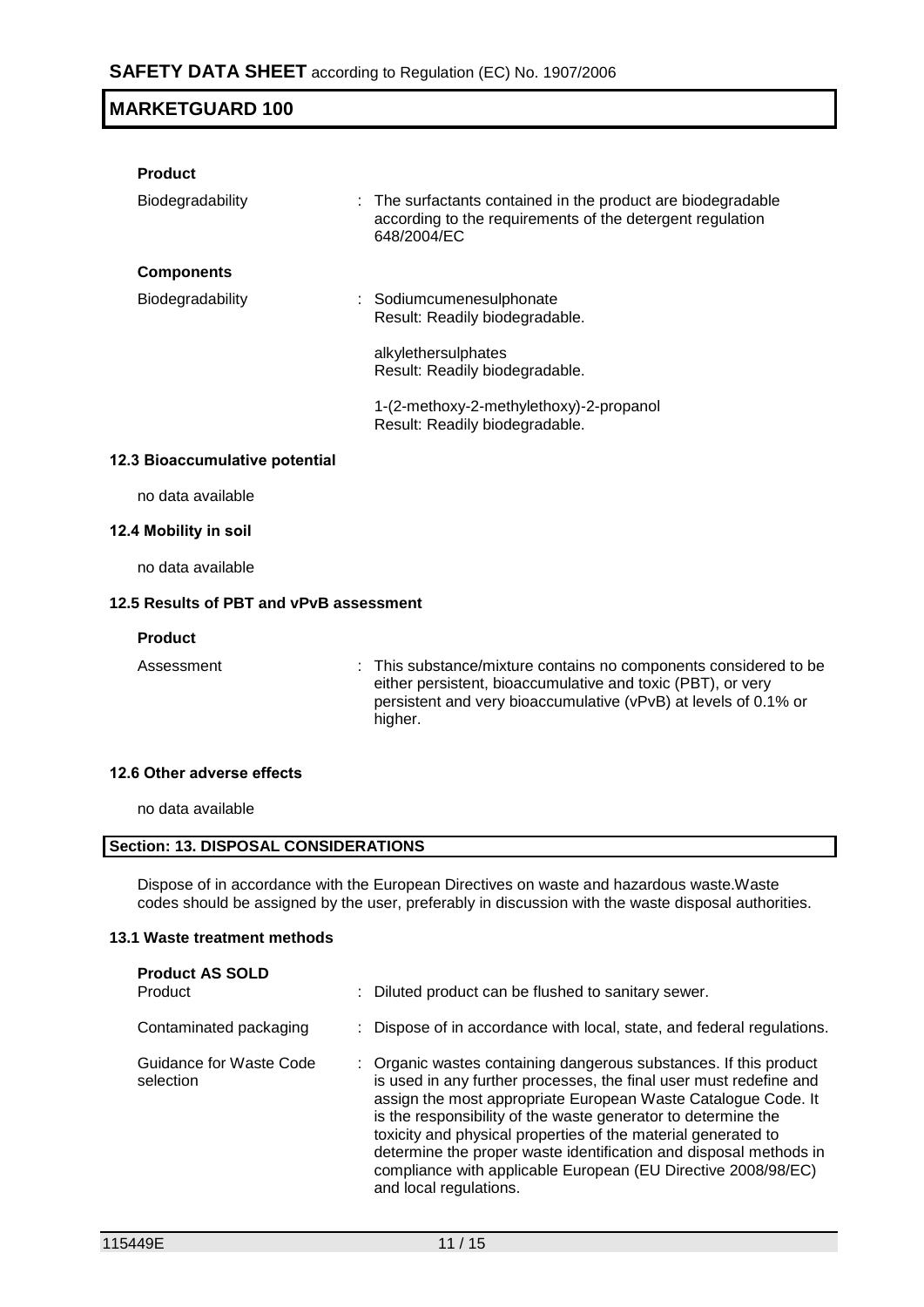**Product**

Biodegradability : The surfactants contained in the product are biodegradable according to the requirements of the detergent regulation 648/2004/EC

**Components**

Biodegradability : Sodiumcumenesulphonate
Result: Readily biodegradable.

alkylethersulphates
Result: Readily biodegradable.

1-(2-methoxy-2-methylethoxy)-2-propanol
Result: Readily biodegradable.

### 12.3 Bioaccumulative potential

no data available

### 12.4 Mobility in soil

no data available

### 12.5 Results of PBT and vPvB assessment

**Product**

Assessment : This substance/mixture contains no components considered to be either persistent, bioaccumulative and toxic (PBT), or very persistent and very bioaccumulative (vPvB) at levels of 0.1% or higher.

### 12.6 Other adverse effects

no data available

## Section: 13. DISPOSAL CONSIDERATIONS

Dispose of in accordance with the European Directives on waste and hazardous waste.Waste codes should be assigned by the user, preferably in discussion with the waste disposal authorities.

### 13.1 Waste treatment methods

**Product AS SOLD**

Product : Diluted product can be flushed to sanitary sewer.

Contaminated packaging : Dispose of in accordance with local, state, and federal regulations.

Guidance for Waste Code selection : Organic wastes containing dangerous substances. If this product is used in any further processes, the final user must redefine and assign the most appropriate European Waste Catalogue Code. It is the responsibility of the waste generator to determine the toxicity and physical properties of the material generated to determine the proper waste identification and disposal methods in compliance with applicable European (EU Directive 2008/98/EC) and local regulations.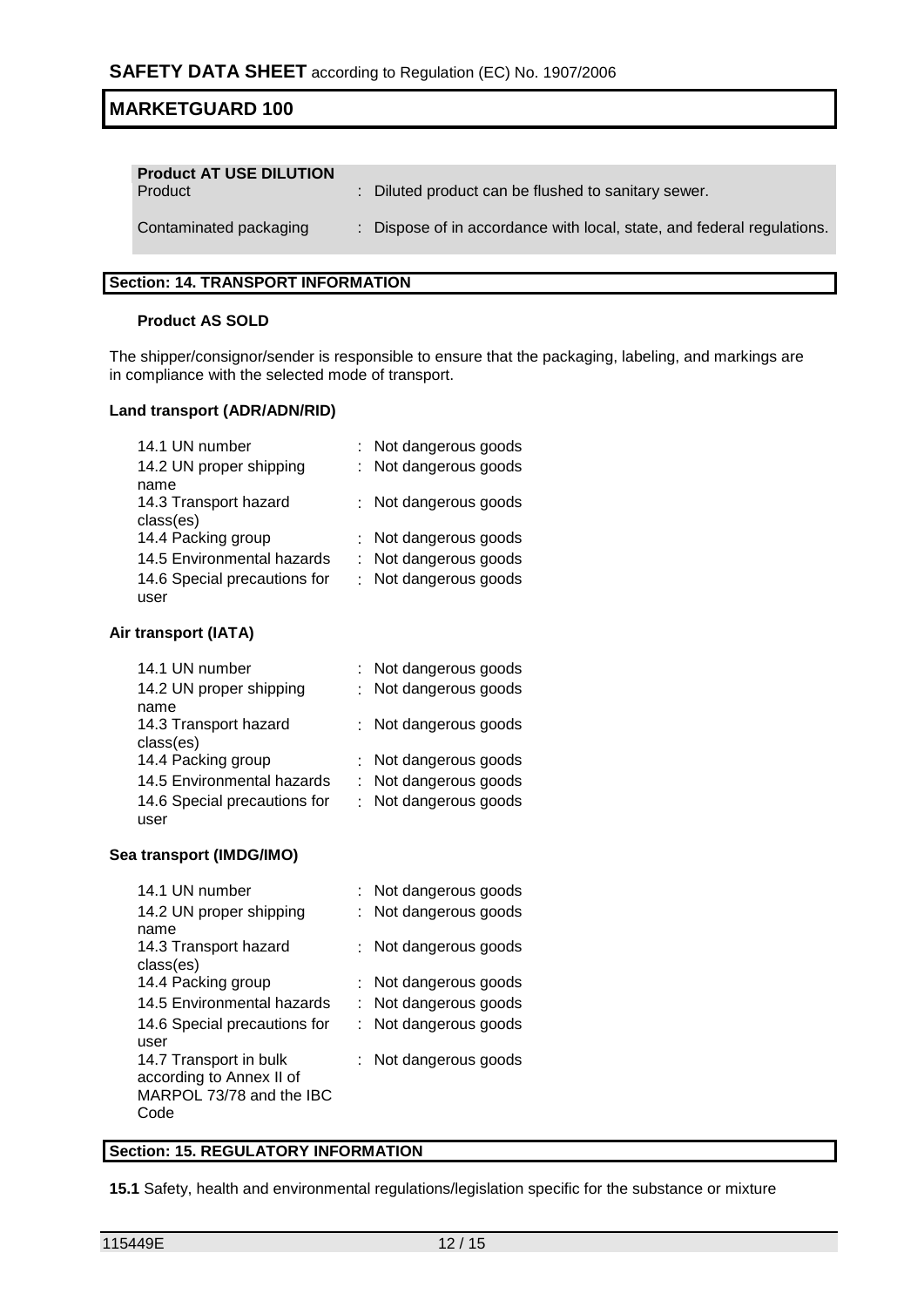**Product AT USE DILUTION**

| | |
|---|---|
| Product | : Diluted product can be flushed to sanitary sewer. |
| Contaminated packaging | : Dispose of in accordance with local, state, and federal regulations. |

## Section: 14. TRANSPORT INFORMATION

**Product AS SOLD**

The shipper/consignor/sender is responsible to ensure that the packaging, labeling, and markings are in compliance with the selected mode of transport.

**Land transport (ADR/ADN/RID)**

| | |
|---|---|
| 14.1 UN number | : Not dangerous goods |
| 14.2 UN proper shipping name | : Not dangerous goods |
| 14.3 Transport hazard class(es) | : Not dangerous goods |
| 14.4 Packing group | : Not dangerous goods |
| 14.5 Environmental hazards | : Not dangerous goods |
| 14.6 Special precautions for user | : Not dangerous goods |

**Air transport (IATA)**

| | |
|---|---|
| 14.1 UN number | : Not dangerous goods |
| 14.2 UN proper shipping name | : Not dangerous goods |
| 14.3 Transport hazard class(es) | : Not dangerous goods |
| 14.4 Packing group | : Not dangerous goods |
| 14.5 Environmental hazards | : Not dangerous goods |
| 14.6 Special precautions for user | : Not dangerous goods |

**Sea transport (IMDG/IMO)**

| | |
|---|---|
| 14.1 UN number | : Not dangerous goods |
| 14.2 UN proper shipping name | : Not dangerous goods |
| 14.3 Transport hazard class(es) | : Not dangerous goods |
| 14.4 Packing group | : Not dangerous goods |
| 14.5 Environmental hazards | : Not dangerous goods |
| 14.6 Special precautions for user | : Not dangerous goods |
| 14.7 Transport in bulk according to Annex II of MARPOL 73/78 and the IBC Code | : Not dangerous goods |

## Section: 15. REGULATORY INFORMATION

**15.1** Safety, health and environmental regulations/legislation specific for the substance or mixture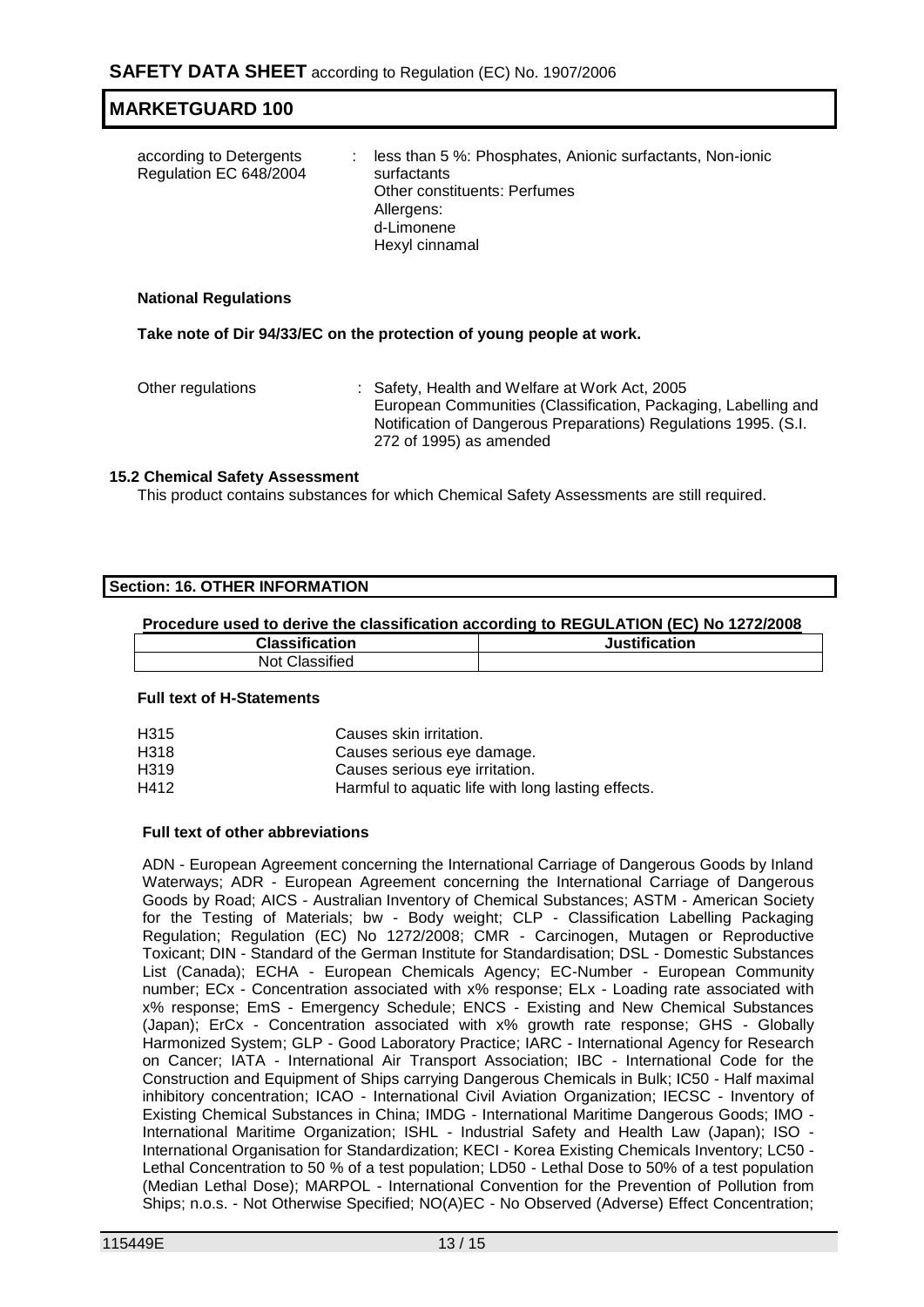| | | |
|---|---|---|
| according to Detergents Regulation EC 648/2004 | : | less than 5 %: Phosphates, Anionic surfactants, Non-ionic surfactants<br>Other constituents: Perfumes<br>Allergens:<br>d-Limonene<br>Hexyl cinnamal |

**National Regulations**

**Take note of Dir 94/33/EC on the protection of young people at work.**

| | | |
|---|---|---|
| Other regulations | : | Safety, Health and Welfare at Work Act, 2005<br>European Communities (Classification, Packaging, Labelling and Notification of Dangerous Preparations) Regulations 1995. (S.I. 272 of 1995) as amended |

### 15.2 Chemical Safety Assessment

This product contains substances for which Chemical Safety Assessments are still required.

## Section: 16. OTHER INFORMATION

**Procedure used to derive the classification according to REGULATION (EC) No 1272/2008**

| Classification | Justification |
|---|---|
| Not Classified | |

**Full text of H-Statements**

| | |
|---|---|
| H315 | Causes skin irritation. |
| H318 | Causes serious eye damage. |
| H319 | Causes serious eye irritation. |
| H412 | Harmful to aquatic life with long lasting effects. |

**Full text of other abbreviations**

ADN - European Agreement concerning the International Carriage of Dangerous Goods by Inland Waterways; ADR - European Agreement concerning the International Carriage of Dangerous Goods by Road; AICS - Australian Inventory of Chemical Substances; ASTM - American Society for the Testing of Materials; bw - Body weight; CLP - Classification Labelling Packaging Regulation; Regulation (EC) No 1272/2008; CMR - Carcinogen, Mutagen or Reproductive Toxicant; DIN - Standard of the German Institute for Standardisation; DSL - Domestic Substances List (Canada); ECHA - European Chemicals Agency; EC-Number - European Community number; ECx - Concentration associated with x% response; ELx - Loading rate associated with x% response; EmS - Emergency Schedule; ENCS - Existing and New Chemical Substances (Japan); ErCx - Concentration associated with x% growth rate response; GHS - Globally Harmonized System; GLP - Good Laboratory Practice; IARC - International Agency for Research on Cancer; IATA - International Air Transport Association; IBC - International Code for the Construction and Equipment of Ships carrying Dangerous Chemicals in Bulk; IC50 - Half maximal inhibitory concentration; ICAO - International Civil Aviation Organization; IECSC - Inventory of Existing Chemical Substances in China; IMDG - International Maritime Dangerous Goods; IMO - International Maritime Organization; ISHL - Industrial Safety and Health Law (Japan); ISO - International Organisation for Standardization; KECI - Korea Existing Chemicals Inventory; LC50 - Lethal Concentration to 50 % of a test population; LD50 - Lethal Dose to 50% of a test population (Median Lethal Dose); MARPOL - International Convention for the Prevention of Pollution from Ships; n.o.s. - Not Otherwise Specified; NO(A)EC - No Observed (Adverse) Effect Concentration;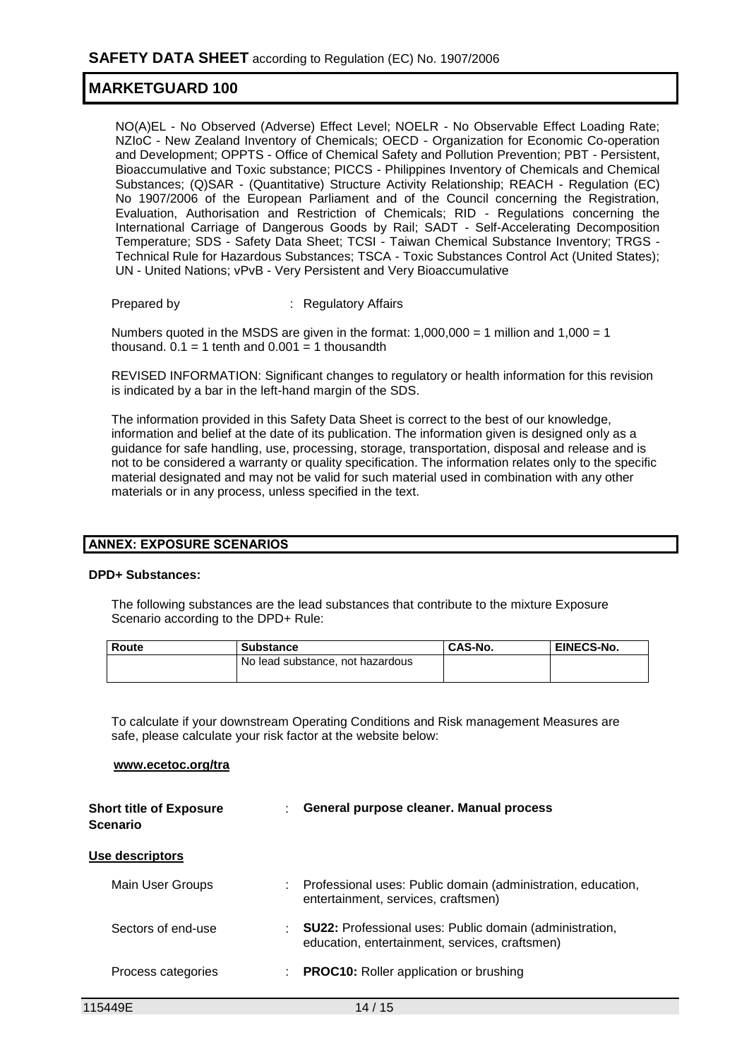NO(A)EL - No Observed (Adverse) Effect Level; NOELR - No Observable Effect Loading Rate; NZIoC - New Zealand Inventory of Chemicals; OECD - Organization for Economic Co-operation and Development; OPPTS - Office of Chemical Safety and Pollution Prevention; PBT - Persistent, Bioaccumulative and Toxic substance; PICCS - Philippines Inventory of Chemicals and Chemical Substances; (Q)SAR - (Quantitative) Structure Activity Relationship; REACH - Regulation (EC) No 1907/2006 of the European Parliament and of the Council concerning the Registration, Evaluation, Authorisation and Restriction of Chemicals; RID - Regulations concerning the International Carriage of Dangerous Goods by Rail; SADT - Self-Accelerating Decomposition Temperature; SDS - Safety Data Sheet; TCSI - Taiwan Chemical Substance Inventory; TRGS - Technical Rule for Hazardous Substances; TSCA - Toxic Substances Control Act (United States); UN - United Nations; vPvB - Very Persistent and Very Bioaccumulative

Prepared by : Regulatory Affairs

Numbers quoted in the MSDS are given in the format: 1,000,000 = 1 million and 1,000 = 1 thousand. 0.1 = 1 tenth and 0.001 = 1 thousandth

REVISED INFORMATION: Significant changes to regulatory or health information for this revision is indicated by a bar in the left-hand margin of the SDS.

The information provided in this Safety Data Sheet is correct to the best of our knowledge, information and belief at the date of its publication. The information given is designed only as a guidance for safe handling, use, processing, storage, transportation, disposal and release and is not to be considered a warranty or quality specification. The information relates only to the specific material designated and may not be valid for such material used in combination with any other materials or in any process, unless specified in the text.

## ANNEX: EXPOSURE SCENARIOS

**DPD+ Substances:**

The following substances are the lead substances that contribute to the mixture Exposure Scenario according to the DPD+ Rule:

| Route | Substance | CAS-No. | EINECS-No. |
|---|---|---|---|
| | No lead substance, not hazardous | | |

To calculate if your downstream Operating Conditions and Risk management Measures are safe, please calculate your risk factor at the website below:

**www.ecetoc.org/tra**

**Short title of Exposure Scenario** : **General purpose cleaner. Manual process**

**Use descriptors**

Main User Groups : Professional uses: Public domain (administration, education, entertainment, services, craftsmen)

Sectors of end-use : **SU22:** Professional uses: Public domain (administration, education, entertainment, services, craftsmen)

Process categories : **PROC10:** Roller application or brushing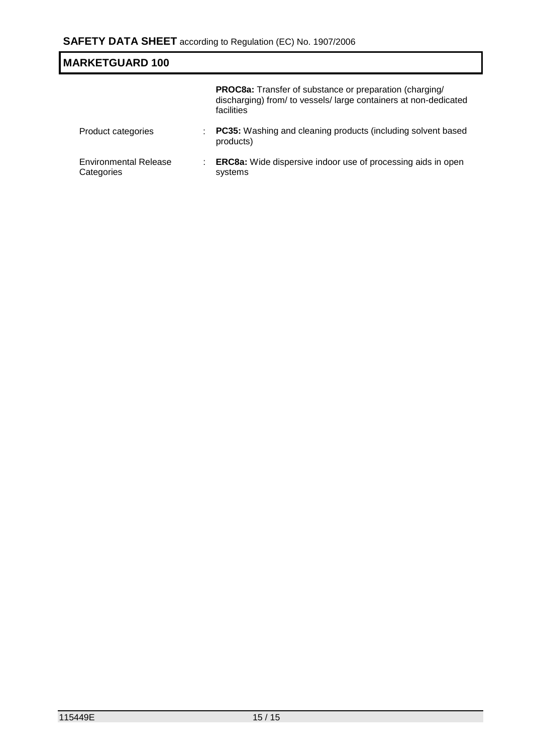| | | |
|---|---|---|
| | | **PROC8a:** Transfer of substance or preparation (charging/ discharging) from/ to vessels/ large containers at non-dedicated facilities |
| Product categories | : | **PC35:** Washing and cleaning products (including solvent based products) |
| Environmental Release Categories | : | **ERC8a:** Wide dispersive indoor use of processing aids in open systems |